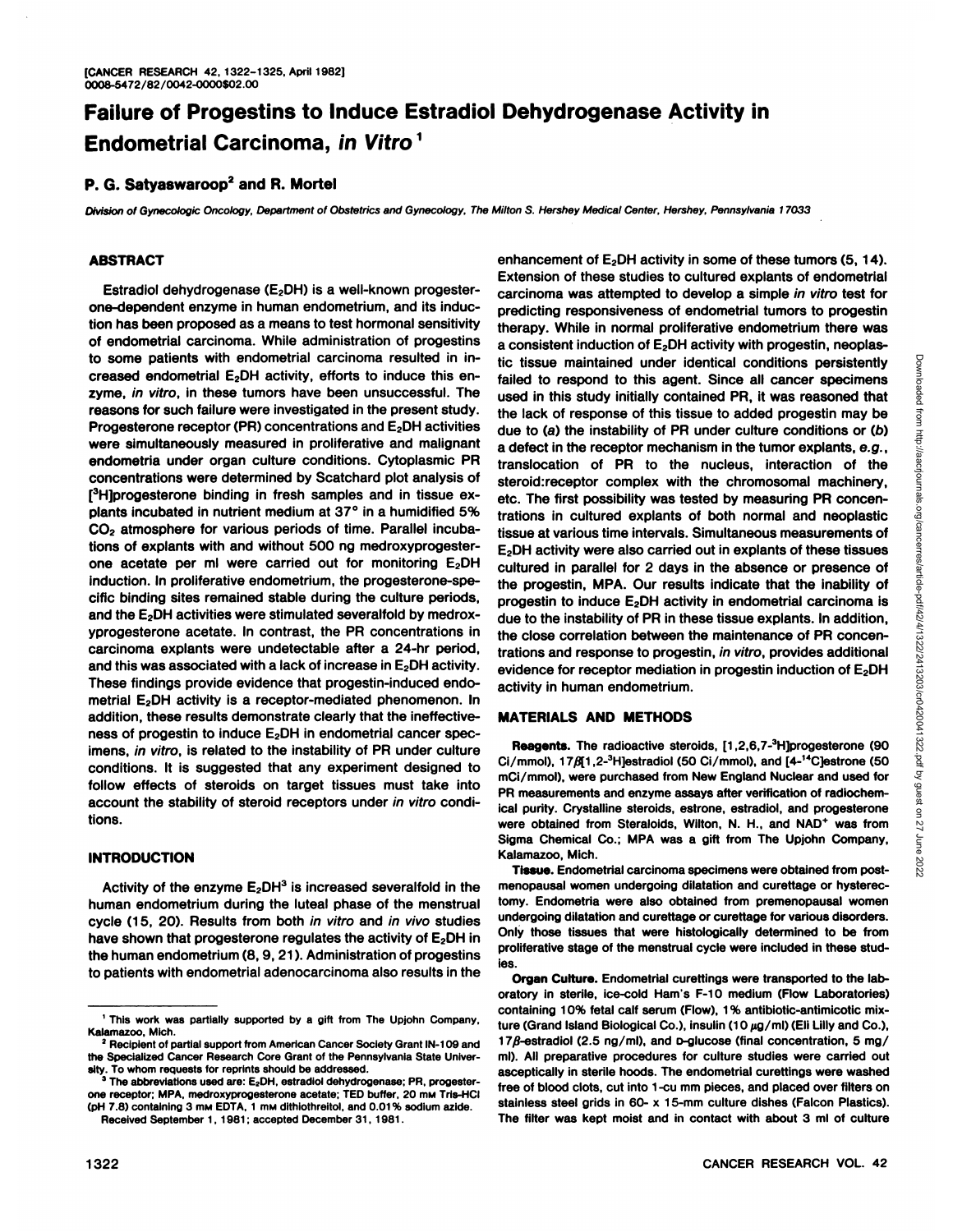[CANCER RESEARCH 42, 1322-1325, April 1982]
0008-5472/82/0042-0000$02.00

# Failure of Progestins to Induce Estradiol Dehydrogenase Activity in Endometrial Carcinoma, *in Vitro*[1]

**P. G. Satyaswaroop[2] and R. Mortel**

*Division of Gynecologic Oncology, Department of Obstetrics and Gynecology, The Milton S. Hershey Medical Center, Hershey, Pennsylvania 17033*

## ABSTRACT

Estradiol dehydrogenase ($E_2DH$) is a well-known progesterone-dependent enzyme in human endometrium, and its induction has been proposed as a means to test hormonal sensitivity of endometrial carcinoma. While administration of progestins to some patients with endometrial carcinoma resulted in increased endometrial $E_2DH$ activity, efforts to induce this enzyme, *in vitro*, in these tumors have been unsuccessful. The reasons for such failure were investigated in the present study. Progesterone receptor (PR) concentrations and $E_2DH$ activities were simultaneously measured in proliferative and malignant endometria under organ culture conditions. Cytoplasmic PR concentrations were determined by Scatchard plot analysis of [$^3$H]progesterone binding in fresh samples and in tissue explants incubated in nutrient medium at 37° in a humidified 5% $CO_2$ atmosphere for various periods of time. Parallel incubations of explants with and without 500 ng medroxyprogesterone acetate per ml were carried out for monitoring $E_2DH$ induction. In proliferative endometrium, the progesterone-specific binding sites remained stable during the culture periods, and the $E_2DH$ activities were stimulated severalfold by medroxyprogesterone acetate. In contrast, the PR concentrations in carcinoma explants were undetectable after a 24-hr period, and this was associated with a lack of increase in $E_2DH$ activity. These findings provide evidence that progestin-induced endometrial $E_2DH$ activity is a receptor-mediated phenomenon. In addition, these results demonstrate clearly that the ineffectiveness of progestin to induce $E_2DH$ in endometrial cancer specimens, *in vitro*, is related to the instability of PR under culture conditions. It is suggested that any experiment designed to follow effects of steroids on target tissues must take into account the stability of steroid receptors under *in vitro* conditions.

## INTRODUCTION

Activity of the enzyme $E_2DH$[3] is increased severalfold in the human endometrium during the luteal phase of the menstrual cycle (15, 20). Results from both *in vitro* and *in vivo* studies have shown that progesterone regulates the activity of $E_2DH$ in the human endometrium (8, 9, 21). Administration of progestins to patients with endometrial adenocarcinoma also results in the enhancement of $E_2DH$ activity in some of these tumors (5, 14). Extension of these studies to cultured explants of endometrial carcinoma was attempted to develop a simple *in vitro* test for predicting responsiveness of endometrial tumors to progestin therapy. While in normal proliferative endometrium there was a consistent induction of $E_2DH$ activity with progestin, neoplastic tissue maintained under identical conditions persistently failed to respond to this agent. Since all cancer specimens used in this study initially contained PR, it was reasoned that the lack of response of this tissue to added progestin may be due to (*a*) the instability of PR under culture conditions or (*b*) a defect in the receptor mechanism in the tumor explants, *e.g.*, translocation of PR to the nucleus, interaction of the steroid:receptor complex with the chromosomal machinery, etc. The first possibility was tested by measuring PR concentrations in cultured explants of both normal and neoplastic tissue at various time intervals. Simultaneous measurements of $E_2DH$ activity were also carried out in explants of these tissues cultured in parallel for 2 days in the absence or presence of the progestin, MPA. Our results indicate that the inability of progestin to induce $E_2DH$ activity in endometrial carcinoma is due to the instability of PR in these tissue explants. In addition, the close correlation between the maintenance of PR concentrations and response to progestin, *in vitro*, provides additional evidence for receptor mediation in progestin induction of $E_2DH$ activity in human endometrium.

## MATERIALS AND METHODS

**Reagents.** The radioactive steroids, [1,2,6,7-$^3$H]progesterone (90 Ci/mmol), 17β[1,2-$^3$H]estradiol (50 Ci/mmol), and [4-$^{14}$C]estrone (50 mCi/mmol), were purchased from New England Nuclear and used for PR measurements and enzyme assays after verification of radiochemical purity. Crystalline steroids, estrone, estradiol, and progesterone were obtained from Steraloids, Wilton, N. H., and $NAD^+$ was from Sigma Chemical Co.; MPA was a gift from The Upjohn Company, Kalamazoo, Mich.

**Tissue.** Endometrial carcinoma specimens were obtained from postmenopausal women undergoing dilatation and curettage or hysterectomy. Endometria were also obtained from premenopausal women undergoing dilatation and curettage or curettage for various disorders. Only those tissues that were histologically determined to be from proliferative stage of the menstrual cycle were included in these studies.

**Organ Culture.** Endometrial curettings were transported to the laboratory in sterile, ice-cold Ham's F-10 medium (Flow Laboratories) containing 10% fetal calf serum (Flow), 1% antibiotic-antimicotic mixture (Grand Island Biological Co.), insulin (10 µg/ml) (Eli Lilly and Co.), 17β-estradiol (2.5 ng/ml), and D-glucose (final concentration, 5 mg/ml). All preparative procedures for culture studies were carried out asceptically in sterile hoods. The endometrial curettings were washed free of blood clots, cut into 1-cu mm pieces, and placed over filters on stainless steel grids in 60- x 15-mm culture dishes (Falcon Plastics). The filter was kept moist and in contact with about 3 ml of culture

[1] This work was partially supported by a gift from The Upjohn Company, Kalamazoo, Mich.

[2] Recipient of partial support from American Cancer Society Grant IN-109 and the Specialized Cancer Research Core Grant of the Pennsylvania State University. To whom requests for reprints should be addressed.

[3] The abbreviations used are: $E_2DH$, estradiol dehydrogenase; PR, progesterone receptor; MPA, medroxyprogesterone acetate; TED buffer, 20 mM Tris-HCl (pH 7.8) containing 3 mM EDTA, 1 mM dithiothreitol, and 0.01% sodium azide.

Received September 1, 1981; accepted December 31, 1981.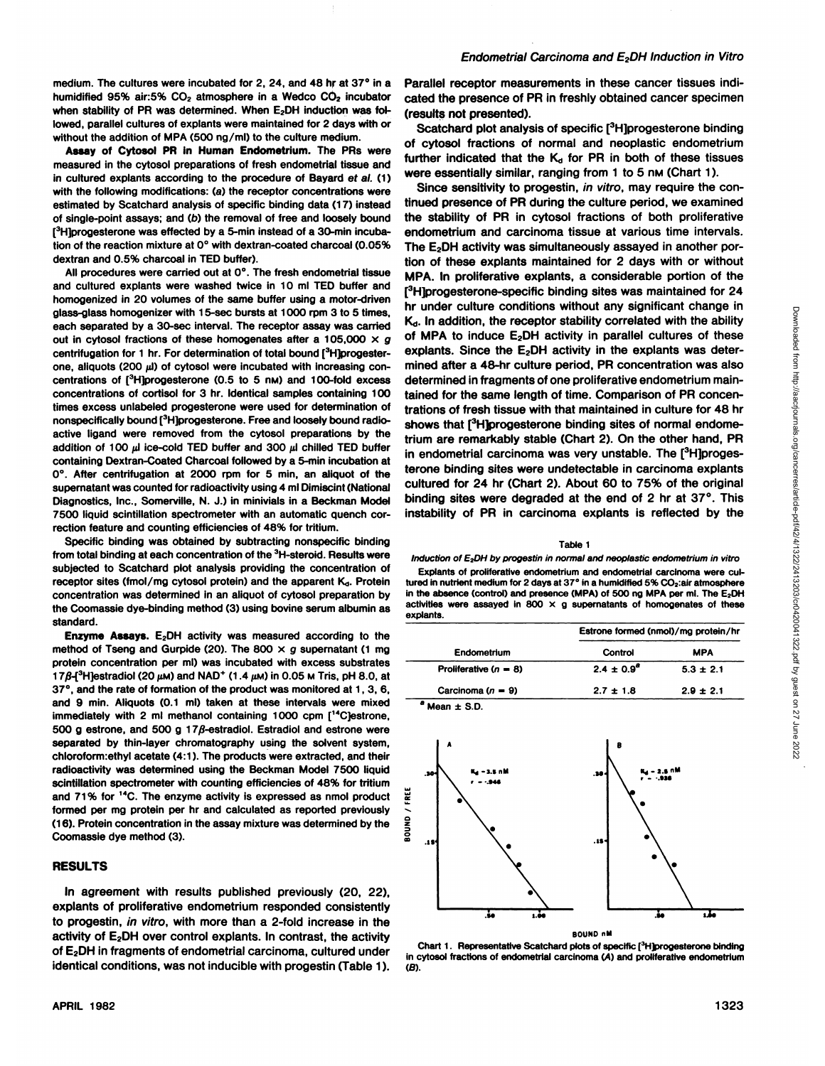medium. The cultures were incubated for 2, 24, and 48 hr at 37° in a humidified 95% air:5% $CO_2$ atmosphere in a Wedco $CO_2$ incubator when stability of PR was determined. When $E_2DH$ induction was followed, parallel cultures of explants were maintained for 2 days with or without the addition of MPA (500 ng/ml) to the culture medium.

**Assay of Cytosol PR in Human Endometrium.** The PRs were measured in the cytosol preparations of fresh endometrial tissue and in cultured explants according to the procedure of Bayard *et al.* (1) with the following modifications: (*a*) the receptor concentrations were estimated by Scatchard analysis of specific binding data (17) instead of single-point assays; and (*b*) the removal of free and loosely bound [$^3$H]progesterone was effected by a 5-min instead of a 30-min incubation of the reaction mixture at 0° with dextran-coated charcoal (0.05% dextran and 0.5% charcoal in TED buffer).

All procedures were carried out at 0°. The fresh endometrial tissue and cultured explants were washed twice in 10 ml TED buffer and homogenized in 20 volumes of the same buffer using a motor-driven glass-glass homogenizer with 15-sec bursts at 1000 rpm 3 to 5 times, each separated by a 30-sec interval. The receptor assay was carried out in cytosol fractions of these homogenates after a 105,000 × *g* centrifugation for 1 hr. For determination of total bound [$^3$H]progesterone, aliquots (200 µl) of cytosol were incubated with increasing concentrations of [$^3$H]progesterone (0.5 to 5 nM) and 100-fold excess concentrations of cortisol for 3 hr. Identical samples containing 100 times excess unlabeled progesterone were used for determination of nonspecifically bound [$^3$H]progesterone. Free and loosely bound radioactive ligand were removed from the cytosol preparations by the addition of 100 µl ice-cold TED buffer and 300 µl chilled TED buffer containing Dextran-Coated Charcoal followed by a 5-min incubation at 0°. After centrifugation at 2000 rpm for 5 min, an aliquot of the supernatant was counted for radioactivity using 4 ml Dimiscint (National Diagnostics, Inc., Somerville, N. J.) in minivials in a Beckman Model 7500 liquid scintillation spectrometer with an automatic quench correction feature and counting efficiencies of 48% for tritium.

Specific binding was obtained by subtracting nonspecific binding from total binding at each concentration of the $^3$H-steroid. Results were subjected to Scatchard plot analysis providing the concentration of receptor sites (fmol/mg cytosol protein) and the apparent $K_d$. Protein concentration was determined in an aliquot of cytosol preparation by the Coomassie dye-binding method (3) using bovine serum albumin as standard.

**Enzyme Assays.** $E_2DH$ activity was measured according to the method of Tseng and Gurpide (20). The 800 × *g* supernatant (1 mg protein concentration per ml) was incubated with excess substrates 17β-[$^3$H]estradiol (20 µM) and $NAD^+$ (1.4 µM) in 0.05 M Tris, pH 8.0, at 37°, and the rate of formation of the product was monitored at 1, 3, 6, and 9 min. Aliquots (0.1 ml) taken at these intervals were mixed immediately with 2 ml methanol containing 1000 cpm [$^{14}$C]estrone, 500 g estrone, and 500 g 17β-estradiol. Estradiol and estrone were separated by thin-layer chromatography using the solvent system, chloroform:ethyl acetate (4:1). The products were extracted, and their radioactivity was determined using the Beckman Model 7500 liquid scintillation spectrometer with counting efficiencies of 48% for tritium and 71% for $^{14}$C. The enzyme activity is expressed as nmol product formed per mg protein per hr and calculated as reported previously (16). Protein concentration in the assay mixture was determined by the Coomassie dye method (3).

## RESULTS

In agreement with results published previously (20, 22), explants of proliferative endometrium responded consistently to progestin, *in vitro*, with more than a 2-fold increase in the activity of $E_2DH$ over control explants. In contrast, the activity of $E_2DH$ in fragments of endometrial carcinoma, cultured under identical conditions, was not inducible with progestin (Table 1). Parallel receptor measurements in these cancer tissues indicated the presence of PR in freshly obtained cancer specimen (results not presented).

Scatchard plot analysis of specific [$^3$H]progesterone binding of cytosol fractions of normal and neoplastic endometrium further indicated that the $K_d$ for PR in both of these tissues were essentially similar, ranging from 1 to 5 nM (Chart 1).

Since sensitivity to progestin, *in vitro*, may require the continued presence of PR during the culture period, we examined the stability of PR in cytosol fractions of both proliferative endometrium and carcinoma tissue at various time intervals. The $E_2DH$ activity was simultaneously assayed in another portion of these explants maintained for 2 days with or without MPA. In proliferative explants, a considerable portion of the [$^3$H]progesterone-specific binding sites was maintained for 24 hr under culture conditions without any significant change in $K_d$. In addition, the receptor stability correlated with the ability of MPA to induce $E_2DH$ activity in parallel cultures of these explants. Since the $E_2DH$ activity in the explants was determined after a 48-hr culture period, PR concentration was also determined in fragments of one proliferative endometrium maintained for the same length of time. Comparison of PR concentrations of fresh tissue with that maintained in culture for 48 hr shows that [$^3$H]progesterone binding sites of normal endometrium are remarkably stable (Chart 2). On the other hand, PR in endometrial carcinoma was very unstable. The [$^3$H]progesterone binding sites were undetectable in carcinoma explants cultured for 24 hr (Chart 2). About 60 to 75% of the original binding sites were degraded at the end of 2 hr at 37°. This instability of PR in carcinoma explants is reflected by the

Table 1

*Induction of $E_2DH$ by progestin in normal and neoplastic endometrium in vitro*

Explants of proliferative endometrium and endometrial carcinoma were cultured in nutrient medium for 2 days at 37° in a humidified 5% $CO_2$:air atmosphere in the absence (control) and presence (MPA) of 500 ng MPA per ml. The $E_2DH$ activities were assayed in 800 × g supernatants of homogenates of these explants.

| Endometrium | Estrone formed (nmol/mg protein/hr) | |
|---|---|---|
| | Control | MPA |
| Proliferative ($n$ = 8) | 2.4 ± 0.9[a] | 5.3 ± 2.1 |
| Carcinoma ($n$ = 9) | 2.7 ± 1.8 | 2.9 ± 2.1 |

[a] Mean ± S.D.

Chart 1. Representative Scatchard plots of specific [$^3$H]progesterone binding in cytosol fractions of endometrial carcinoma (A) and proliferative endometrium (B).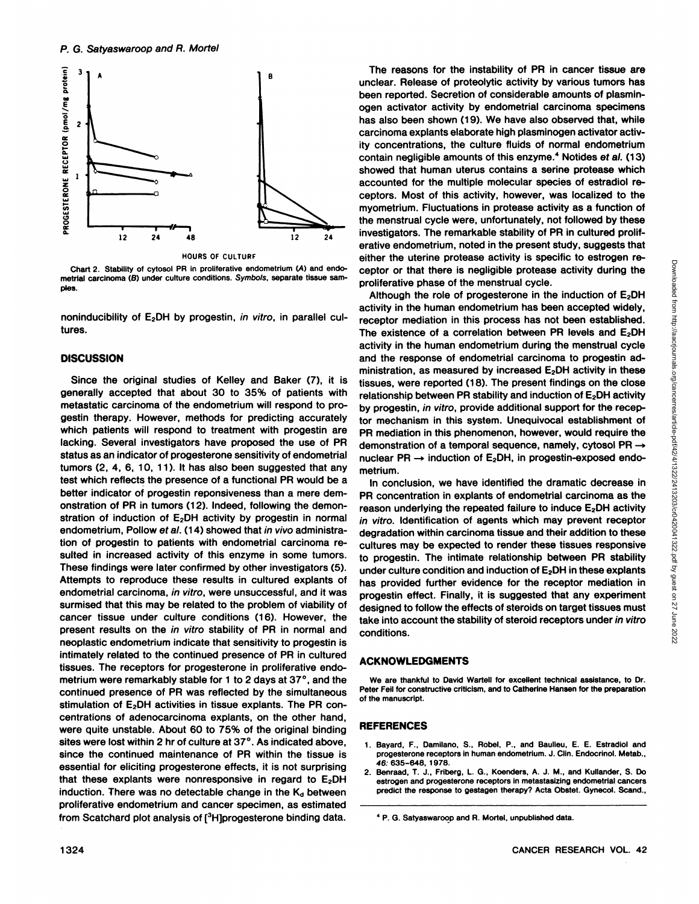Chart 2. Stability of cytosol PR in proliferative endometrium (A) and endometrial carcinoma (B) under culture conditions. *Symbols*, separate tissue samples.

noninducibility of $E_2DH$ by progestin, *in vitro*, in parallel cultures.

## DISCUSSION

Since the original studies of Kelley and Baker (7), it is generally accepted that about 30 to 35% of patients with metastatic carcinoma of the endometrium will respond to progestin therapy. However, methods for predicting accurately which patients will respond to treatment with progestin are lacking. Several investigators have proposed the use of PR status as an indicator of progesterone sensitivity of endometrial tumors (2, 4, 6, 10, 11). It has also been suggested that any test which reflects the presence of a functional PR would be a better indicator of progestin reponsiveness than a mere demonstration of PR in tumors (12). Indeed, following the demonstration of induction of $E_2DH$ activity by progestin in normal endometrium, Pollow *et al.* (14) showed that *in vivo* administration of progestin to patients with endometrial carcinoma resulted in increased activity of this enzyme in some tumors. These findings were later confirmed by other investigators (5). Attempts to reproduce these results in cultured explants of endometrial carcinoma, *in vitro*, were unsuccessful, and it was surmised that this may be related to the problem of viability of cancer tissue under culture conditions (16). However, the present results on the *in vitro* stability of PR in normal and neoplastic endometrium indicate that sensitivity to progestin is intimately related to the continued presence of PR in cultured tissues. The receptors for progesterone in proliferative endometrium were remarkably stable for 1 to 2 days at 37°, and the continued presence of PR was reflected by the simultaneous stimulation of $E_2DH$ activities in tissue explants. The PR concentrations of adenocarcinoma explants, on the other hand, were quite unstable. About 60 to 75% of the original binding sites were lost within 2 hr of culture at 37°. As indicated above, since the continued maintenance of PR within the tissue is essential for eliciting progesterone effects, it is not surprising that these explants were nonresponsive in regard to $E_2DH$ induction. There was no detectable change in the $K_d$ between proliferative endometrium and cancer specimen, as estimated from Scatchard plot analysis of [$^3$H]progesterone binding data.

The reasons for the instability of PR in cancer tissue are unclear. Release of proteolytic activity by various tumors has been reported. Secretion of considerable amounts of plasminogen activator activity by endometrial carcinoma specimens has also been shown (19). We have also observed that, while carcinoma explants elaborate high plasminogen activator activity concentrations, the culture fluids of normal endometrium contain negligible amounts of this enzyme.[4] Notides *et al.* (13) showed that human uterus contains a serine protease which accounted for the multiple molecular species of estradiol receptors. Most of this activity, however, was localized to the myometrium. Fluctuations in protease activity as a function of the menstrual cycle were, unfortunately, not followed by these investigators. The remarkable stability of PR in cultured proliferative endometrium, noted in the present study, suggests that either the uterine protease activity is specific to estrogen receptor or that there is negligible protease activity during the proliferative phase of the menstrual cycle.

Although the role of progesterone in the induction of $E_2DH$ activity in the human endometrium has been accepted widely, receptor mediation in this process has not been established. The existence of a correlation between PR levels and $E_2DH$ activity in the human endometrium during the menstrual cycle and the response of endometrial carcinoma to progestin administration, as measured by increased $E_2DH$ activity in these tissues, were reported (18). The present findings on the close relationship between PR stability and induction of $E_2DH$ activity by progestin, *in vitro*, provide additional support for the receptor mechanism in this system. Unequivocal establishment of PR mediation in this phenomenon, however, would require the demonstration of a temporal sequence, namely, cytosol PR → nuclear PR → induction of $E_2DH$, in progestin-exposed endometrium.

In conclusion, we have identified the dramatic decrease in PR concentration in explants of endometrial carcinoma as the reason underlying the repeated failure to induce $E_2DH$ activity *in vitro*. Identification of agents which may prevent receptor degradation within carcinoma tissue and their addition to these cultures may be expected to render these tissues responsive to progestin. The intimate relationship between PR stability under culture condition and induction of $E_2DH$ in these explants has provided further evidence for the receptor mediation in progestin effect. Finally, it is suggested that any experiment designed to follow the effects of steroids on target tissues must take into account the stability of steroid receptors under *in vitro* conditions.

## ACKNOWLEDGMENTS

We are thankful to David Wartell for excellent technical assistance, to Dr. Peter Feil for constructive criticism, and to Catherine Hansen for the preparation of the manuscript.

## REFERENCES

1. Bayard, F., Damilano, S., Robel, P., and Baulieu, E. E. Estradiol and progesterone receptors in human endometrium. J. Clin. Endocrinol. Metab., *46:* 635-648, 1978.
2. Benraad, T. J., Friberg, L. G., Koenders, A. J. M., and Kullander, S. Do estrogen and progesterone receptors in metastasizing endometrial cancers predict the response to gestagen therapy? Acta Obstet. Gynecol. Scand.,

[4] P. G. Satyaswaroop and R. Mortel, unpublished data.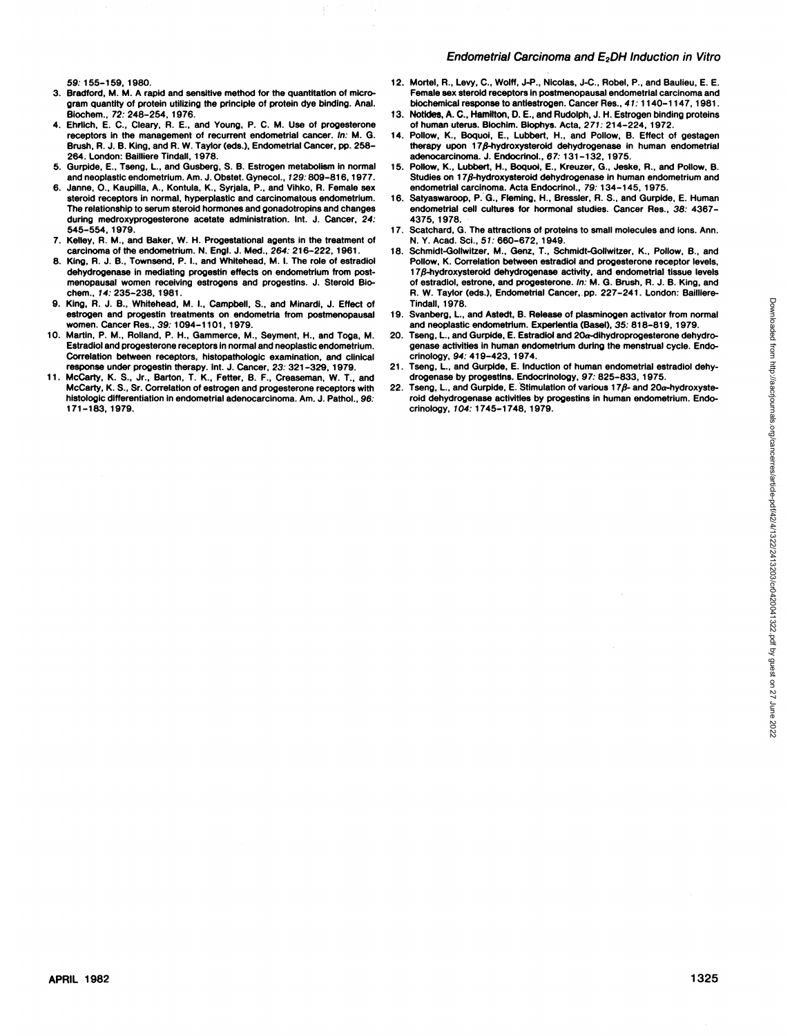59: 155–159, 1980.

3. Bradford, M. M. A rapid and sensitive method for the quantitation of microgram quantity of protein utilizing the principle of protein dye binding. Anal. Biochem., 72: 248–254, 1976.
4. Ehrlich, E. C., Cleary, R. E., and Young, P. C. M. Use of progesterone receptors in the management of recurrent endometrial cancer. *In:* M. G. Brush, R. J. B. King, and R. W. Taylor (eds.), Endometrial Cancer, pp. 258–264. London: Bailliere Tindall, 1978.
5. Gurpide, E., Tseng, L., and Gusberg, S. B. Estrogen metabolism in normal and neoplastic endometrium. Am. J. Obstet. Gynecol., 129: 809–816, 1977.
6. Janne, O., Kaupilla, A., Kontula, K., Syrjala, P., and Vihko, R. Female sex steroid receptors in normal, hyperplastic and carcinomatous endometrium. The relationship to serum steroid hormones and gonadotropins and changes during medroxyprogesterone acetate administration. Int. J. Cancer, 24: 545–554, 1979.
7. Kelley, R. M., and Baker, W. H. Progestational agents in the treatment of carcinoma of the endometrium. N. Engl. J. Med., 264: 216–222, 1961.
8. King, R. J. B., Townsend, P. I., and Whitehead, M. I. The role of estradiol dehydrogenase in mediating progestin effects on endometrium from postmenopausal women receiving estrogens and progestins. J. Steroid Biochem., 14: 235–238, 1981.
9. King, R. J. B., Whitehead, M. I., Campbell, S., and Minardi, J. Effect of estrogen and progestin treatments on endometria from postmenopausal women. Cancer Res., 39: 1094–1101, 1979.
10. Martin, P. M., Rolland, P. H., Gammerce, M., Seyment, H., and Toga, M. Estradiol and progesterone receptors in normal and neoplastic endometrium. Correlation between receptors, histopathologic examination, and clinical response under progestin therapy. Int. J. Cancer, 23: 321–329, 1979.
11. McCarty, K. S., Jr., Barton, T. K., Fetter, B. F., Creaseman, W. T., and McCarty, K. S., Sr. Correlation of estrogen and progesterone receptors with histologic differentiation in endometrial adenocarcinoma. Am. J. Pathol., 96: 171–183, 1979.
12. Mortel, R., Levy, C., Wolff, J-P., Nicolas, J-C., Robel, P., and Baulieu, E. E. Female sex steroid receptors in postmenopausal endometrial carcinoma and biochemical response to antiestrogen. Cancer Res., 41: 1140–1147, 1981.
13. Notides, A. C., Hamilton, D. E., and Rudolph, J. H. Estrogen binding proteins of human uterus. Biochim. Biophys. Acta, 271: 214–224, 1972.
14. Pollow, K., Boquoi, E., Lubbert, H., and Pollow, B. Effect of gestagen therapy upon 17β-hydroxysteroid dehydrogenase in human endometrial adenocarcinoma. J. Endocrinol., 67: 131–132, 1975.
15. Pollow, K., Lubbert, H., Boquoi, E., Kreuzer, G., Jeske, R., and Pollow, B. Studies on 17β-hydroxysteroid dehydrogenase in human endometrium and endometrial carcinoma. Acta Endocrinol., 79: 134–145, 1975.
16. Satyaswaroop, P. G., Fleming, H., Bressler, R. S., and Gurpide, E. Human endometrial cell cultures for hormonal studies. Cancer Res., 38: 4367–4375, 1978.
17. Scatchard, G. The attractions of proteins to small molecules and ions. Ann. N. Y. Acad. Sci., 51: 660–672, 1949.
18. Schmidt-Gollwitzer, M., Genz, T., Schmidt-Gollwitzer, K., Pollow, B., and Pollow, K. Correlation between estradiol and progesterone receptor levels, 17β-hydroxysteroid dehydrogenase activity, and endometrial tissue levels of estradiol, estrone, and progesterone. *In:* M. G. Brush, R. J. B. King, and R. W. Taylor (eds.), Endometrial Cancer, pp. 227–241. London: Bailliere-Tindall, 1978.
19. Svanberg, L., and Astedt, B. Release of plasminogen activator from normal and neoplastic endometrium. Experientia (Basel), 35: 818–819, 1979.
20. Tseng, L., and Gurpide, E. Estradiol and 20α-dihydroprogesterone dehydrogenase activities in human endometrium during the menstrual cycle. Endocrinology, 94: 419–423, 1974.
21. Tseng, L., and Gurpide, E. Induction of human endometrial estradiol dehydrogenase by progestins. Endocrinology, 97: 825–833, 1975.
22. Tseng, L., and Gurpide, E. Stimulation of various 17β- and 20α-hydroxysteroid dehydrogenase activities by progestins in human endometrium. Endocrinology, 104: 1745–1748, 1979.